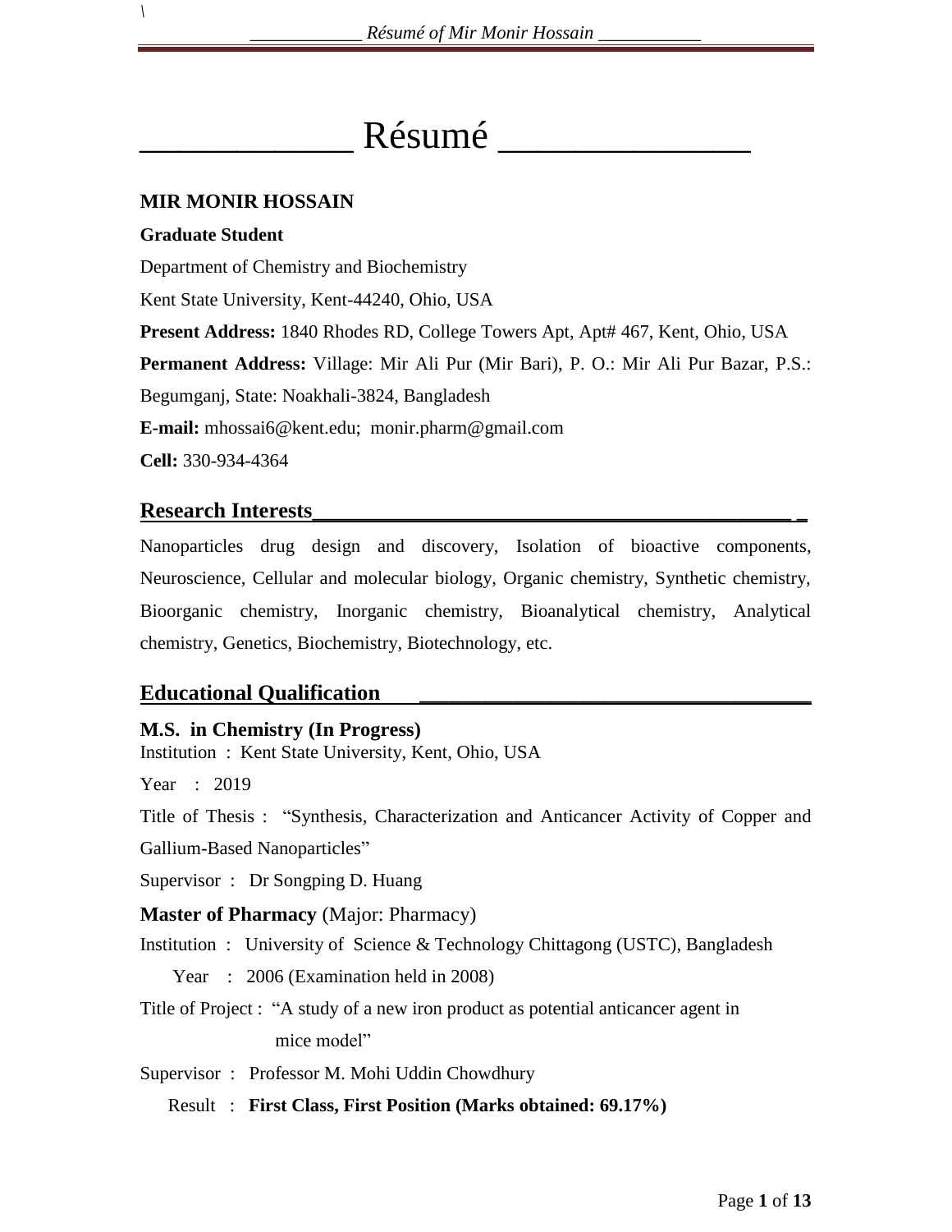# Résumé

**MIR MONIR HOSSAIN**

**Graduate Student**

Department of Chemistry and Biochemistry

Kent State University, Kent-44240, Ohio, USA

**Present Address:** 1840 Rhodes RD, College Towers Apt, Apt# 467, Kent, Ohio, USA

**Permanent Address:** Village: Mir Ali Pur (Mir Bari), P. O.: Mir Ali Pur Bazar, P.S.: Begumganj, State: Noakhali-3824, Bangladesh

**E-mail:** mhossai6@kent.edu; monir.pharm@gmail.com

**Cell:** 330-934-4364

## Research Interests

Nanoparticles drug design and discovery, Isolation of bioactive components, Neuroscience, Cellular and molecular biology, Organic chemistry, Synthetic chemistry, Bioorganic chemistry, Inorganic chemistry, Bioanalytical chemistry, Analytical chemistry, Genetics, Biochemistry, Biotechnology, etc.

## Educational Qualification

**M.S. in Chemistry (In Progress)**

Institution : Kent State University, Kent, Ohio, USA

Year : 2019

Title of Thesis : "Synthesis, Characterization and Anticancer Activity of Copper and Gallium-Based Nanoparticles"

Supervisor : Dr Songping D. Huang

**Master of Pharmacy** (Major: Pharmacy)

Institution : University of Science & Technology Chittagong (USTC), Bangladesh

Year : 2006 (Examination held in 2008)

Title of Project : "A study of a new iron product as potential anticancer agent in mice model"

Supervisor : Professor M. Mohi Uddin Chowdhury

Result : **First Class, First Position (Marks obtained: 69.17%)**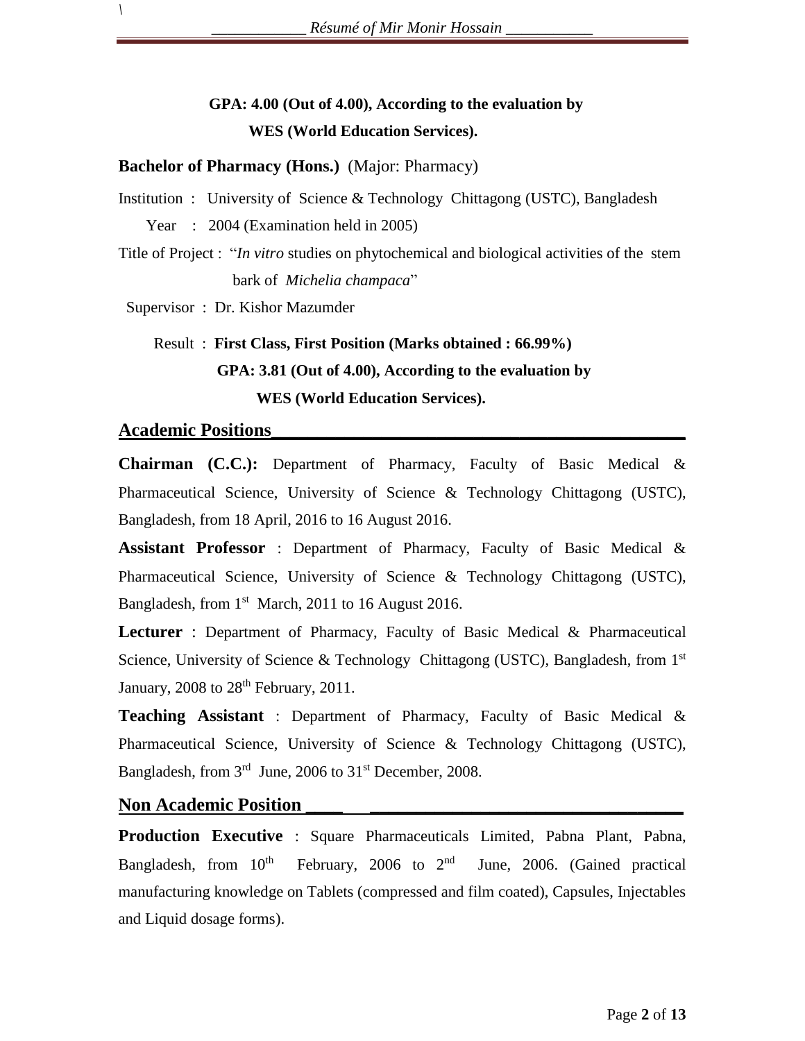**GPA: 4.00 (Out of 4.00), According to the evaluation by WES (World Education Services).**

**Bachelor of Pharmacy (Hons.)** (Major: Pharmacy)

Institution : University of Science & Technology Chittagong (USTC), Bangladesh

Year : 2004 (Examination held in 2005)

Title of Project : "*In vitro* studies on phytochemical and biological activities of the stem bark of *Michelia champaca*"

Supervisor : Dr. Kishor Mazumder

Result : **First Class, First Position (Marks obtained : 66.99%)**
**GPA: 3.81 (Out of 4.00), According to the evaluation by WES (World Education Services).**

## Academic Positions

**Chairman (C.C.):** Department of Pharmacy, Faculty of Basic Medical & Pharmaceutical Science, University of Science & Technology Chittagong (USTC), Bangladesh, from 18 April, 2016 to 16 August 2016.

**Assistant Professor** : Department of Pharmacy, Faculty of Basic Medical & Pharmaceutical Science, University of Science & Technology Chittagong (USTC), Bangladesh, from 1st March, 2011 to 16 August 2016.

**Lecturer** : Department of Pharmacy, Faculty of Basic Medical & Pharmaceutical Science, University of Science & Technology Chittagong (USTC), Bangladesh, from 1st January, 2008 to 28th February, 2011.

**Teaching Assistant** : Department of Pharmacy, Faculty of Basic Medical & Pharmaceutical Science, University of Science & Technology Chittagong (USTC), Bangladesh, from 3rd June, 2006 to 31st December, 2008.

## Non Academic Position

**Production Executive** : Square Pharmaceuticals Limited, Pabna Plant, Pabna, Bangladesh, from 10th February, 2006 to 2nd June, 2006. (Gained practical manufacturing knowledge on Tablets (compressed and film coated), Capsules, Injectables and Liquid dosage forms).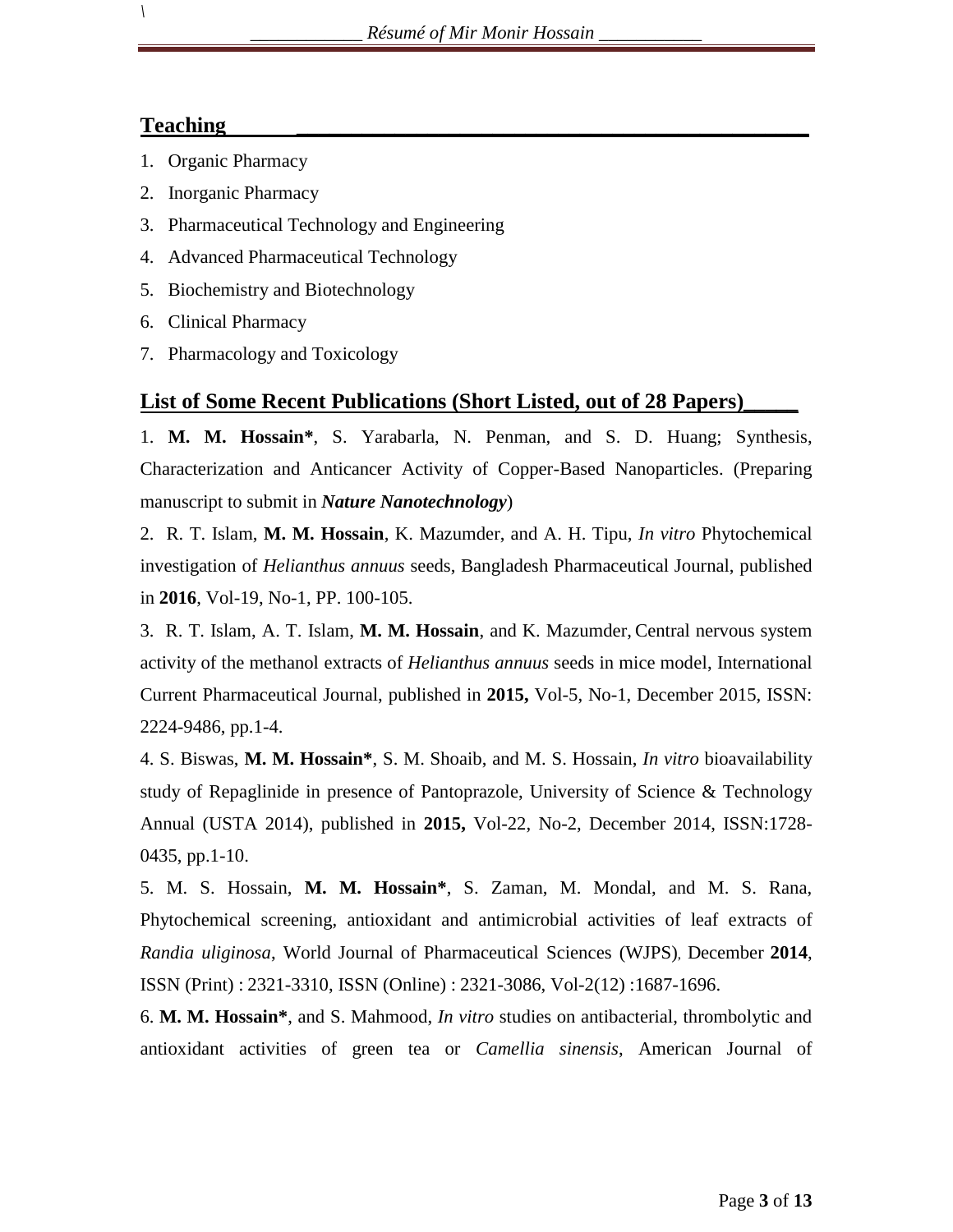## Teaching

1. Organic Pharmacy
2. Inorganic Pharmacy
3. Pharmaceutical Technology and Engineering
4. Advanced Pharmaceutical Technology
5. Biochemistry and Biotechnology
6. Clinical Pharmacy
7. Pharmacology and Toxicology

## List of Some Recent Publications (Short Listed, out of 28 Papers)

1. **M. M. Hossain***, S. Yarabarla, N. Penman, and S. D. Huang; Synthesis, Characterization and Anticancer Activity of Copper-Based Nanoparticles. (Preparing manuscript to submit in ***Nature Nanotechnology***)

2. R. T. Islam, **M. M. Hossain**, K. Mazumder, and A. H. Tipu, *In vitro* Phytochemical investigation of *Helianthus annuus* seeds, Bangladesh Pharmaceutical Journal, published in **2016**, Vol-19, No-1, PP. 100-105.

3. R. T. Islam, A. T. Islam, **M. M. Hossain**, and K. Mazumder, Central nervous system activity of the methanol extracts of *Helianthus annuus* seeds in mice model, International Current Pharmaceutical Journal, published in **2015,** Vol-5, No-1, December 2015, ISSN: 2224-9486, pp.1-4.

4. S. Biswas, **M. M. Hossain***, S. M. Shoaib, and M. S. Hossain, *In vitro* bioavailability study of Repaglinide in presence of Pantoprazole, University of Science & Technology Annual (USTA 2014), published in **2015,** Vol-22, No-2, December 2014, ISSN:1728-0435, pp.1-10.

5. M. S. Hossain, **M. M. Hossain***, S. Zaman, M. Mondal, and M. S. Rana, Phytochemical screening, antioxidant and antimicrobial activities of leaf extracts of *Randia uliginosa*, World Journal of Pharmaceutical Sciences (WJPS), December **2014**, ISSN (Print) : 2321-3310, ISSN (Online) : 2321-3086, Vol-2(12) :1687-1696.

6. **M. M. Hossain***, and S. Mahmood, *In vitro* studies on antibacterial, thrombolytic and antioxidant activities of green tea or *Camellia sinensis*, American Journal of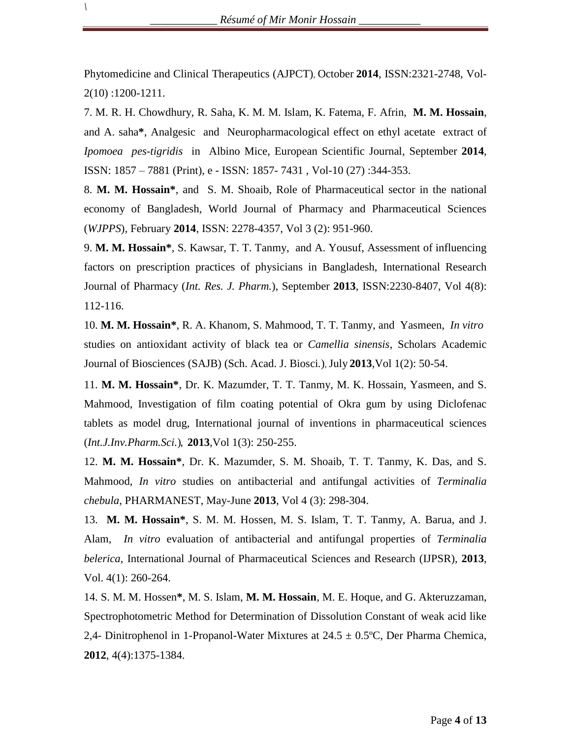Phytomedicine and Clinical Therapeutics (AJPCT), October **2014**, ISSN:2321-2748, Vol-2(10) :1200-1211.

7. M. R. H. Chowdhury, R. Saha, K. M. M. Islam, K. Fatema, F. Afrin, **M. M. Hossain**, and A. saha**\***, Analgesic and Neuropharmacological effect on ethyl acetate extract of *Ipomoea pes-tigridis* in Albino Mice, European Scientific Journal, September **2014**, ISSN: 1857 – 7881 (Print), e - ISSN: 1857- 7431 , Vol-10 (27) :344-353.

8. **M. M. Hossain\***, and S. M. Shoaib, Role of Pharmaceutical sector in the national economy of Bangladesh, World Journal of Pharmacy and Pharmaceutical Sciences (*WJPPS*), February **2014**, ISSN: 2278-4357, Vol 3 (2): 951-960.

9. **M. M. Hossain\***, S. Kawsar, T. T. Tanmy, and A. Yousuf, Assessment of influencing factors on prescription practices of physicians in Bangladesh, International Research Journal of Pharmacy (*Int. Res. J. Pharm.*), September **2013**, ISSN:2230-8407, Vol 4(8): 112-116.

10. **M. M. Hossain\***, R. A. Khanom, S. Mahmood, T. T. Tanmy, and Yasmeen, *In vitro* studies on antioxidant activity of black tea or *Camellia sinensis*, Scholars Academic Journal of Biosciences (SAJB) (Sch. Acad. J. Biosci.), July **2013**,Vol 1(2): 50-54.

11. **M. M. Hossain\***, Dr. K. Mazumder, T. T. Tanmy, M. K. Hossain, Yasmeen, and S. Mahmood, Investigation of film coating potential of Okra gum by using Diclofenac tablets as model drug, International journal of inventions in pharmaceutical sciences (*Int.J.Inv.Pharm.Sci.*), **2013**,Vol 1(3): 250-255.

12. **M. M. Hossain\***, Dr. K. Mazumder, S. M. Shoaib, T. T. Tanmy, K. Das, and S. Mahmood, *In vitro* studies on antibacterial and antifungal activities of *Terminalia chebula*, PHARMANEST, May-June **2013**, Vol 4 (3): 298-304.

13. **M. M. Hossain\***, S. M. M. Hossen, M. S. Islam, T. T. Tanmy, A. Barua, and J. Alam, *In vitro* evaluation of antibacterial and antifungal properties of *Terminalia belerica*, International Journal of Pharmaceutical Sciences and Research (IJPSR), **2013**, Vol. 4(1): 260-264.

14. S. M. M. Hossen**\***, M. S. Islam, **M. M. Hossain**, M. E. Hoque, and G. Akteruzzaman, Spectrophotometric Method for Determination of Dissolution Constant of weak acid like 2,4- Dinitrophenol in 1-Propanol-Water Mixtures at $24.5 \pm 0.5$ºC, Der Pharma Chemica, **2012**, 4(4):1375-1384.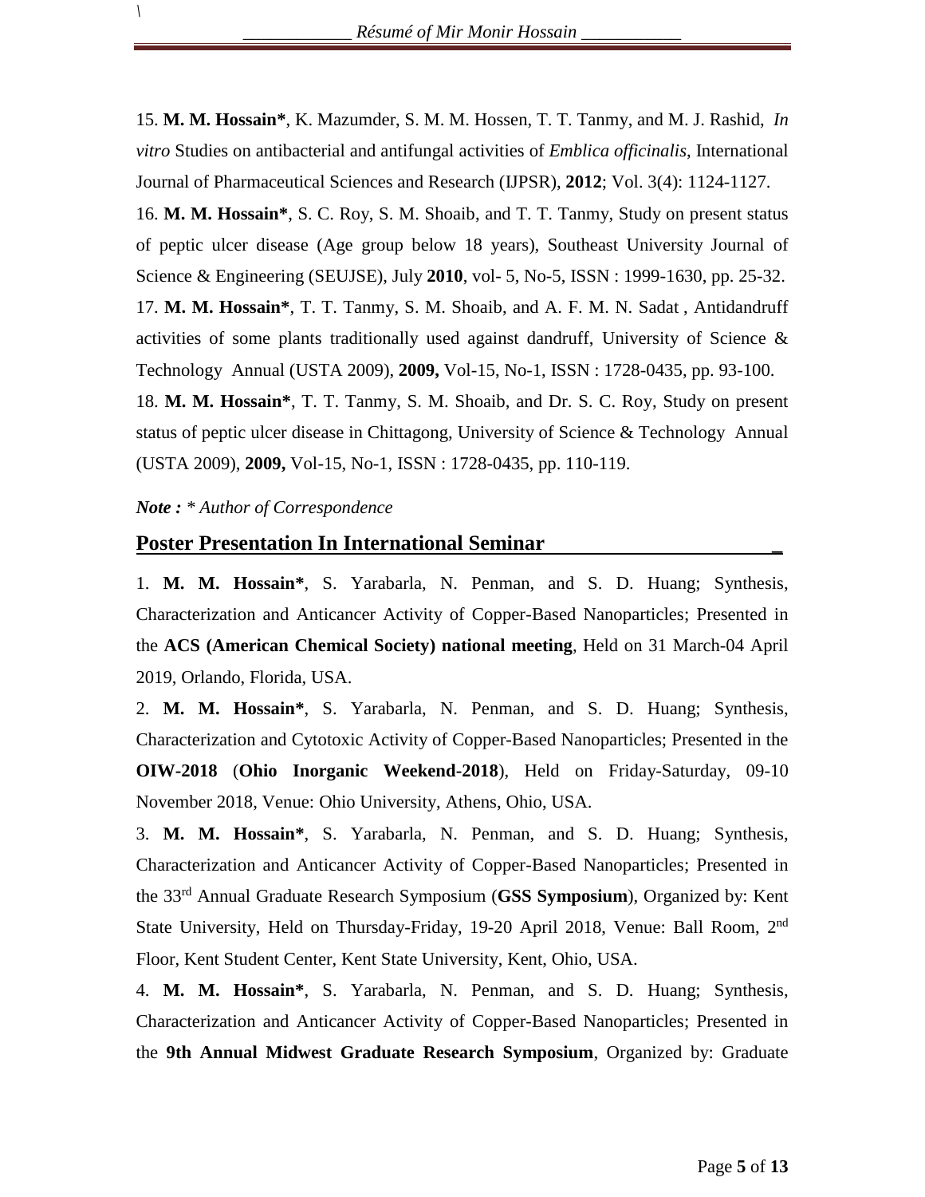15. **M. M. Hossain***, K. Mazumder, S. M. M. Hossen, T. T. Tanmy, and M. J. Rashid, *In vitro* Studies on antibacterial and antifungal activities of *Emblica officinalis,* International Journal of Pharmaceutical Sciences and Research (IJPSR), **2012**; Vol. 3(4): 1124-1127.

16. **M. M. Hossain***, S. C. Roy, S. M. Shoaib, and T. T. Tanmy, Study on present status of peptic ulcer disease (Age group below 18 years), Southeast University Journal of Science & Engineering (SEUJSE), July **2010**, vol- 5, No-5, ISSN : 1999-1630, pp. 25-32.

17. **M. M. Hossain***, T. T. Tanmy, S. M. Shoaib, and A. F. M. N. Sadat , Antidandruff activities of some plants traditionally used against dandruff, University of Science & Technology Annual (USTA 2009), **2009,** Vol-15, No-1, ISSN : 1728-0435, pp. 93-100.

18. **M. M. Hossain***, T. T. Tanmy, S. M. Shoaib, and Dr. S. C. Roy, Study on present status of peptic ulcer disease in Chittagong, University of Science & Technology Annual (USTA 2009), **2009,** Vol-15, No-1, ISSN : 1728-0435, pp. 110-119.

***Note :*** *\* Author of Correspondence*

## Poster Presentation In International Seminar

1. **M. M. Hossain***, S. Yarabarla, N. Penman, and S. D. Huang; Synthesis, Characterization and Anticancer Activity of Copper-Based Nanoparticles; Presented in the **ACS (American Chemical Society) national meeting**, Held on 31 March-04 April 2019, Orlando, Florida, USA.

2. **M. M. Hossain***, S. Yarabarla, N. Penman, and S. D. Huang; Synthesis, Characterization and Cytotoxic Activity of Copper-Based Nanoparticles; Presented in the **OIW-2018** (**Ohio Inorganic Weekend-2018**), Held on Friday-Saturday, 09-10 November 2018, Venue: Ohio University, Athens, Ohio, USA.

3. **M. M. Hossain***, S. Yarabarla, N. Penman, and S. D. Huang; Synthesis, Characterization and Anticancer Activity of Copper-Based Nanoparticles; Presented in the 33rd Annual Graduate Research Symposium (**GSS Symposium**), Organized by: Kent State University, Held on Thursday-Friday, 19-20 April 2018, Venue: Ball Room, 2nd Floor, Kent Student Center, Kent State University, Kent, Ohio, USA.

4. **M. M. Hossain***, S. Yarabarla, N. Penman, and S. D. Huang; Synthesis, Characterization and Anticancer Activity of Copper-Based Nanoparticles; Presented in the **9th Annual Midwest Graduate Research Symposium**, Organized by: Graduate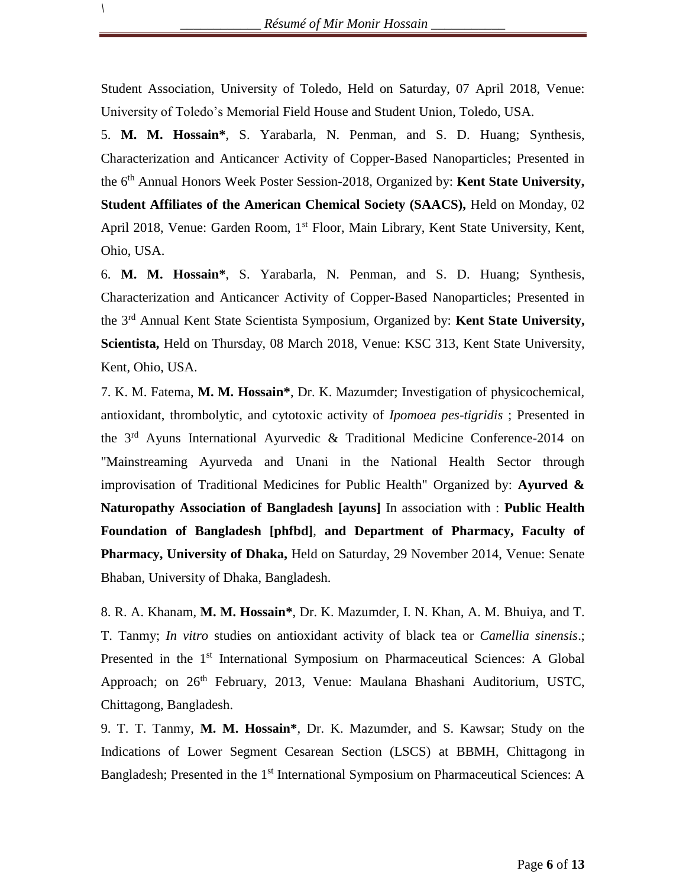Student Association, University of Toledo, Held on Saturday, 07 April 2018, Venue: University of Toledo's Memorial Field House and Student Union, Toledo, USA.

5. **M. M. Hossain***, S. Yarabarla, N. Penman, and S. D. Huang; Synthesis, Characterization and Anticancer Activity of Copper-Based Nanoparticles; Presented in the 6th Annual Honors Week Poster Session-2018, Organized by: **Kent State University, Student Affiliates of the American Chemical Society (SAACS),** Held on Monday, 02 April 2018, Venue: Garden Room, 1st Floor, Main Library, Kent State University, Kent, Ohio, USA.

6. **M. M. Hossain***, S. Yarabarla, N. Penman, and S. D. Huang; Synthesis, Characterization and Anticancer Activity of Copper-Based Nanoparticles; Presented in the 3rd Annual Kent State Scientista Symposium, Organized by: **Kent State University, Scientista,** Held on Thursday, 08 March 2018, Venue: KSC 313, Kent State University, Kent, Ohio, USA.

7. K. M. Fatema, **M. M. Hossain***, Dr. K. Mazumder; Investigation of physicochemical, antioxidant, thrombolytic, and cytotoxic activity of *Ipomoea pes-tigridis* ; Presented in the 3rd Ayuns International Ayurvedic & Traditional Medicine Conference-2014 on "Mainstreaming Ayurveda and Unani in the National Health Sector through improvisation of Traditional Medicines for Public Health" Organized by: **Ayurved & Naturopathy Association of Bangladesh [ayuns]** In association with : **Public Health Foundation of Bangladesh [phfbd]**, **and Department of Pharmacy, Faculty of Pharmacy, University of Dhaka,** Held on Saturday, 29 November 2014, Venue: Senate Bhaban, University of Dhaka, Bangladesh.

8. R. A. Khanam, **M. M. Hossain***, Dr. K. Mazumder, I. N. Khan, A. M. Bhuiya, and T. T. Tanmy; *In vitro* studies on antioxidant activity of black tea or *Camellia sinensis*.; Presented in the 1st International Symposium on Pharmaceutical Sciences: A Global Approach; on 26th February, 2013, Venue: Maulana Bhashani Auditorium, USTC, Chittagong, Bangladesh.

9. T. T. Tanmy, **M. M. Hossain***, Dr. K. Mazumder, and S. Kawsar; Study on the Indications of Lower Segment Cesarean Section (LSCS) at BBMH, Chittagong in Bangladesh; Presented in the 1st International Symposium on Pharmaceutical Sciences: A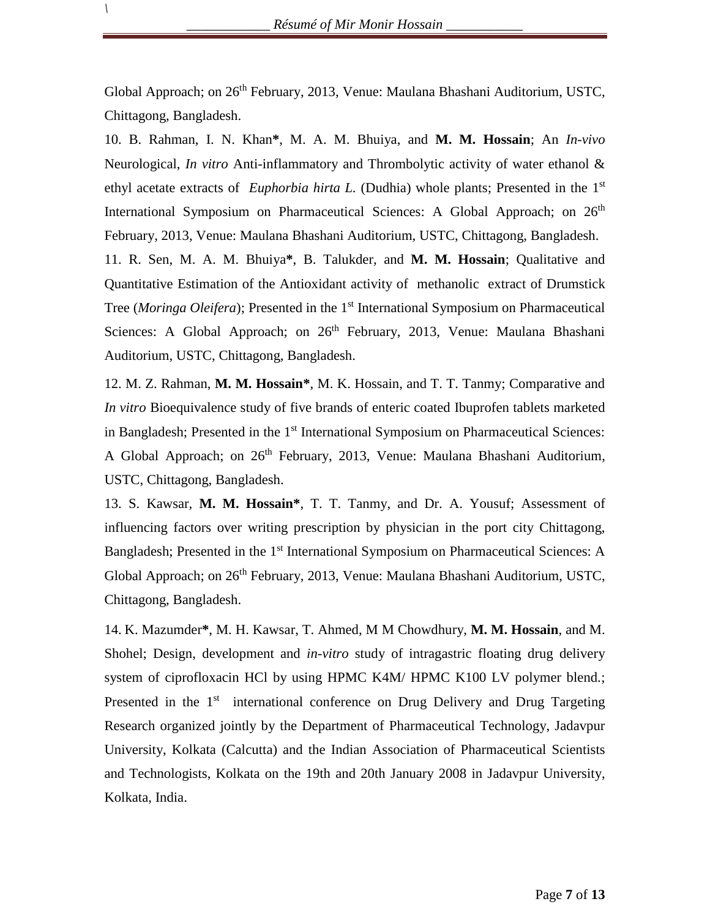Global Approach; on 26th February, 2013, Venue: Maulana Bhashani Auditorium, USTC, Chittagong, Bangladesh.

10. B. Rahman, I. N. Khan*, M. A. M. Bhuiya, and **M. M. Hossain**; An *In-vivo* Neurological, *In vitro* Anti-inflammatory and Thrombolytic activity of water ethanol & ethyl acetate extracts of *Euphorbia hirta L.* (Dudhia) whole plants; Presented in the 1st International Symposium on Pharmaceutical Sciences: A Global Approach; on 26th February, 2013, Venue: Maulana Bhashani Auditorium, USTC, Chittagong, Bangladesh.

11. R. Sen, M. A. M. Bhuiya*, B. Talukder, and **M. M. Hossain**; Qualitative and Quantitative Estimation of the Antioxidant activity of methanolic extract of Drumstick Tree (*Moringa Oleifera*); Presented in the 1st International Symposium on Pharmaceutical Sciences: A Global Approach; on 26th February, 2013, Venue: Maulana Bhashani Auditorium, USTC, Chittagong, Bangladesh.

12. M. Z. Rahman, **M. M. Hossain***, M. K. Hossain, and T. T. Tanmy; Comparative and *In vitro* Bioequivalence study of five brands of enteric coated Ibuprofen tablets marketed in Bangladesh; Presented in the 1st International Symposium on Pharmaceutical Sciences: A Global Approach; on 26th February, 2013, Venue: Maulana Bhashani Auditorium, USTC, Chittagong, Bangladesh.

13. S. Kawsar, **M. M. Hossain***, T. T. Tanmy, and Dr. A. Yousuf; Assessment of influencing factors over writing prescription by physician in the port city Chittagong, Bangladesh; Presented in the 1st International Symposium on Pharmaceutical Sciences: A Global Approach; on 26th February, 2013, Venue: Maulana Bhashani Auditorium, USTC, Chittagong, Bangladesh.

14. K. Mazumder*, M. H. Kawsar, T. Ahmed, M M Chowdhury, **M. M. Hossain**, and M. Shohel; Design, development and *in-vitro* study of intragastric floating drug delivery system of ciprofloxacin HCl by using HPMC K4M/ HPMC K100 LV polymer blend.; Presented in the 1st international conference on Drug Delivery and Drug Targeting Research organized jointly by the Department of Pharmaceutical Technology, Jadavpur University, Kolkata (Calcutta) and the Indian Association of Pharmaceutical Scientists and Technologists, Kolkata on the 19th and 20th January 2008 in Jadavpur University, Kolkata, India.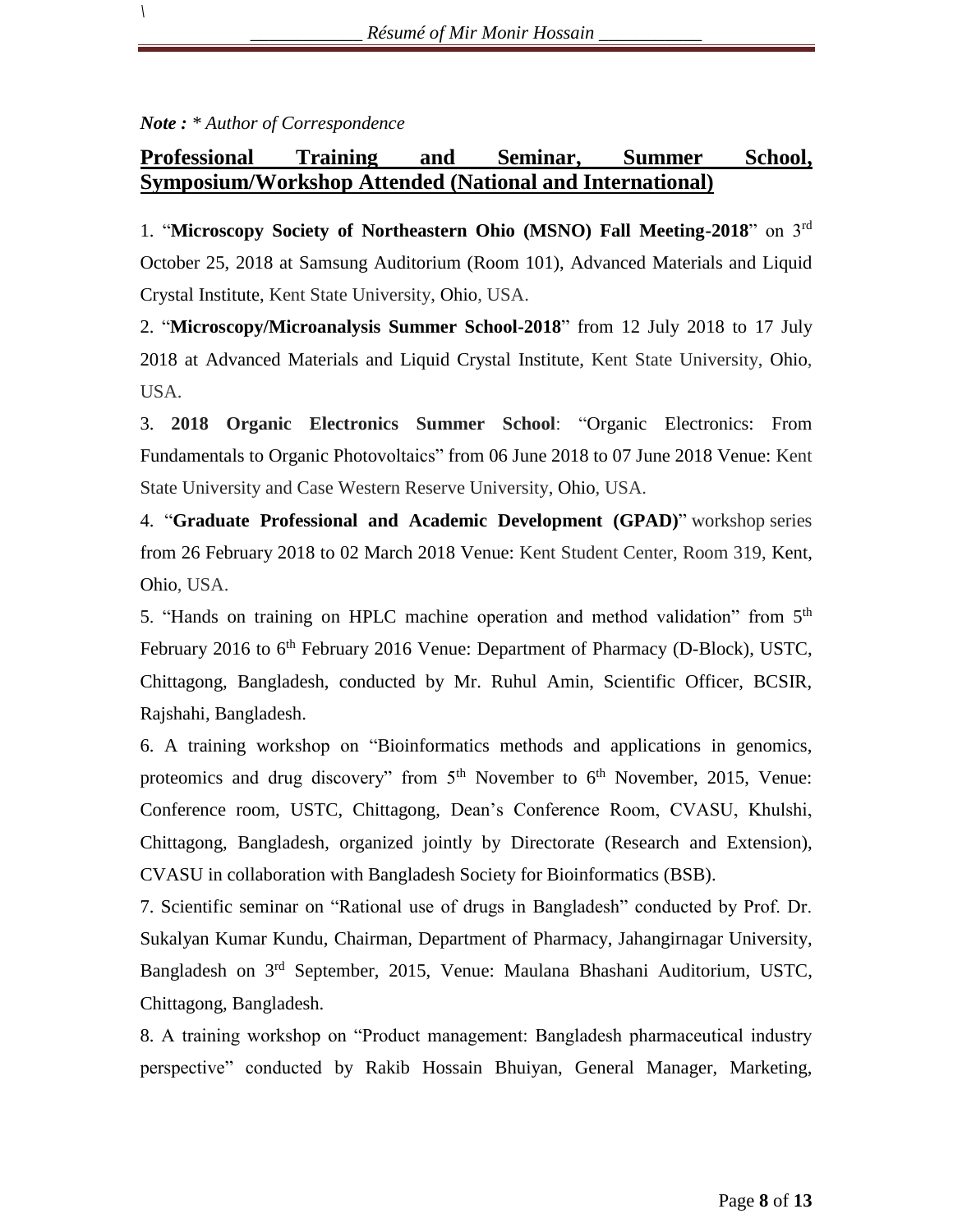*Note : \* Author of Correspondence*

## Professional Training and Seminar, Summer School, Symposium/Workshop Attended (National and International)

1. "**Microscopy Society of Northeastern Ohio (MSNO) Fall Meeting-2018**" on 3rd October 25, 2018 at Samsung Auditorium (Room 101), Advanced Materials and Liquid Crystal Institute, Kent State University, Ohio, USA.

2. "**Microscopy/Microanalysis Summer School-2018**" from 12 July 2018 to 17 July 2018 at Advanced Materials and Liquid Crystal Institute, Kent State University, Ohio, USA.

3. **2018 Organic Electronics Summer School**: "Organic Electronics: From Fundamentals to Organic Photovoltaics" from 06 June 2018 to 07 June 2018 Venue: Kent State University and Case Western Reserve University, Ohio, USA.

4. "**Graduate Professional and Academic Development (GPAD)**" workshop series from 26 February 2018 to 02 March 2018 Venue: Kent Student Center, Room 319, Kent, Ohio, USA.

5. "Hands on training on HPLC machine operation and method validation" from 5th February 2016 to 6th February 2016 Venue: Department of Pharmacy (D-Block), USTC, Chittagong, Bangladesh, conducted by Mr. Ruhul Amin, Scientific Officer, BCSIR, Rajshahi, Bangladesh.

6. A training workshop on "Bioinformatics methods and applications in genomics, proteomics and drug discovery" from 5th November to 6th November, 2015, Venue: Conference room, USTC, Chittagong, Dean's Conference Room, CVASU, Khulshi, Chittagong, Bangladesh, organized jointly by Directorate (Research and Extension), CVASU in collaboration with Bangladesh Society for Bioinformatics (BSB).

7. Scientific seminar on "Rational use of drugs in Bangladesh" conducted by Prof. Dr. Sukalyan Kumar Kundu, Chairman, Department of Pharmacy, Jahangirnagar University, Bangladesh on 3rd September, 2015, Venue: Maulana Bhashani Auditorium, USTC, Chittagong, Bangladesh.

8. A training workshop on "Product management: Bangladesh pharmaceutical industry perspective" conducted by Rakib Hossain Bhuiyan, General Manager, Marketing,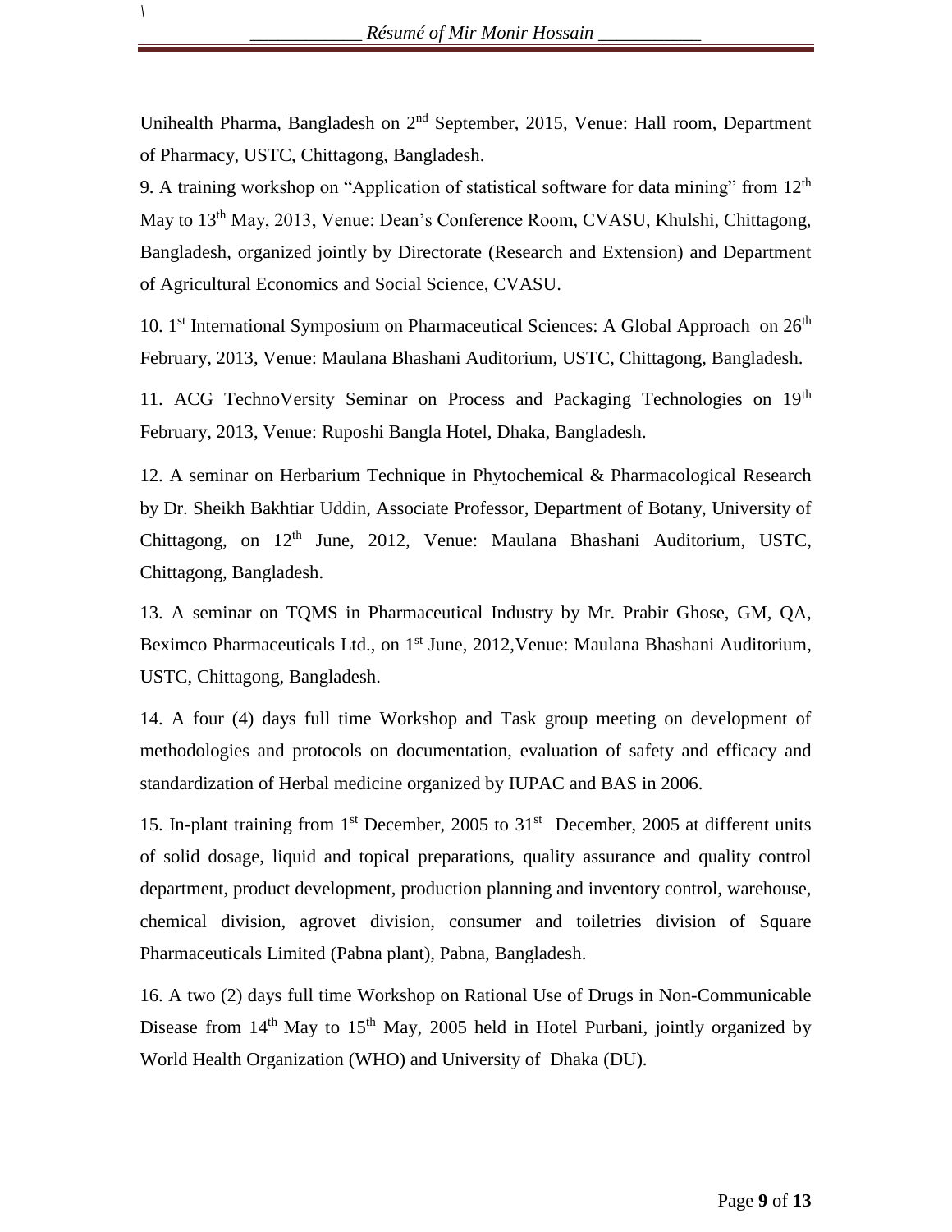Unihealth Pharma, Bangladesh on 2nd September, 2015, Venue: Hall room, Department of Pharmacy, USTC, Chittagong, Bangladesh.

9. A training workshop on "Application of statistical software for data mining" from 12th May to 13th May, 2013, Venue: Dean's Conference Room, CVASU, Khulshi, Chittagong, Bangladesh, organized jointly by Directorate (Research and Extension) and Department of Agricultural Economics and Social Science, CVASU.

10. 1st International Symposium on Pharmaceutical Sciences: A Global Approach on 26th February, 2013, Venue: Maulana Bhashani Auditorium, USTC, Chittagong, Bangladesh.

11. ACG TechnoVersity Seminar on Process and Packaging Technologies on 19th February, 2013, Venue: Ruposhi Bangla Hotel, Dhaka, Bangladesh.

12. A seminar on Herbarium Technique in Phytochemical & Pharmacological Research by Dr. Sheikh Bakhtiar Uddin, Associate Professor, Department of Botany, University of Chittagong, on 12th June, 2012, Venue: Maulana Bhashani Auditorium, USTC, Chittagong, Bangladesh.

13. A seminar on TQMS in Pharmaceutical Industry by Mr. Prabir Ghose, GM, QA, Beximco Pharmaceuticals Ltd., on 1st June, 2012,Venue: Maulana Bhashani Auditorium, USTC, Chittagong, Bangladesh.

14. A four (4) days full time Workshop and Task group meeting on development of methodologies and protocols on documentation, evaluation of safety and efficacy and standardization of Herbal medicine organized by IUPAC and BAS in 2006.

15. In-plant training from 1st December, 2005 to 31st December, 2005 at different units of solid dosage, liquid and topical preparations, quality assurance and quality control department, product development, production planning and inventory control, warehouse, chemical division, agrovet division, consumer and toiletries division of Square Pharmaceuticals Limited (Pabna plant), Pabna, Bangladesh.

16. A two (2) days full time Workshop on Rational Use of Drugs in Non-Communicable Disease from 14th May to 15th May, 2005 held in Hotel Purbani, jointly organized by World Health Organization (WHO) and University of Dhaka (DU).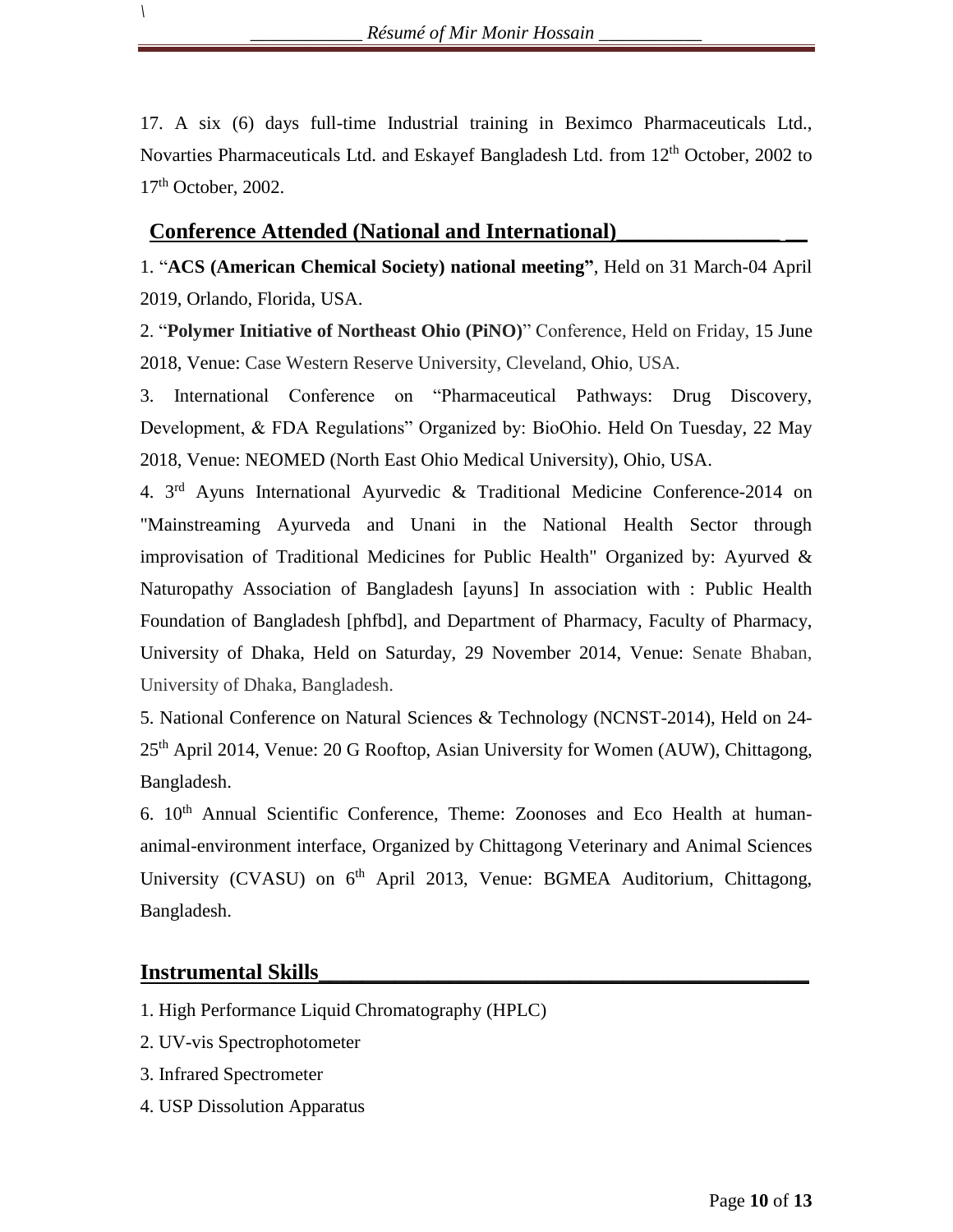17. A six (6) days full-time Industrial training in Beximco Pharmaceuticals Ltd., Novarties Pharmaceuticals Ltd. and Eskayef Bangladesh Ltd. from 12th October, 2002 to 17th October, 2002.

## Conference Attended (National and International)

1. "**ACS (American Chemical Society) national meeting**", Held on 31 March-04 April 2019, Orlando, Florida, USA.

2. "**Polymer Initiative of Northeast Ohio (PiNO)**" Conference, Held on Friday, 15 June 2018, Venue: Case Western Reserve University, Cleveland, Ohio, USA.

3. International Conference on "Pharmaceutical Pathways: Drug Discovery, Development, & FDA Regulations" Organized by: BioOhio. Held On Tuesday, 22 May 2018, Venue: NEOMED (North East Ohio Medical University), Ohio, USA.

4. 3rd Ayuns International Ayurvedic & Traditional Medicine Conference-2014 on "Mainstreaming Ayurveda and Unani in the National Health Sector through improvisation of Traditional Medicines for Public Health" Organized by: Ayurved & Naturopathy Association of Bangladesh [ayuns] In association with : Public Health Foundation of Bangladesh [phfbd], and Department of Pharmacy, Faculty of Pharmacy, University of Dhaka, Held on Saturday, 29 November 2014, Venue: Senate Bhaban, University of Dhaka, Bangladesh.

5. National Conference on Natural Sciences & Technology (NCNST-2014), Held on 24-25th April 2014, Venue: 20 G Rooftop, Asian University for Women (AUW), Chittagong, Bangladesh.

6. 10th Annual Scientific Conference, Theme: Zoonoses and Eco Health at human-animal-environment interface, Organized by Chittagong Veterinary and Animal Sciences University (CVASU) on 6th April 2013, Venue: BGMEA Auditorium, Chittagong, Bangladesh.

## Instrumental Skills

1. High Performance Liquid Chromatography (HPLC)
2. UV-vis Spectrophotometer
3. Infrared Spectrometer
4. USP Dissolution Apparatus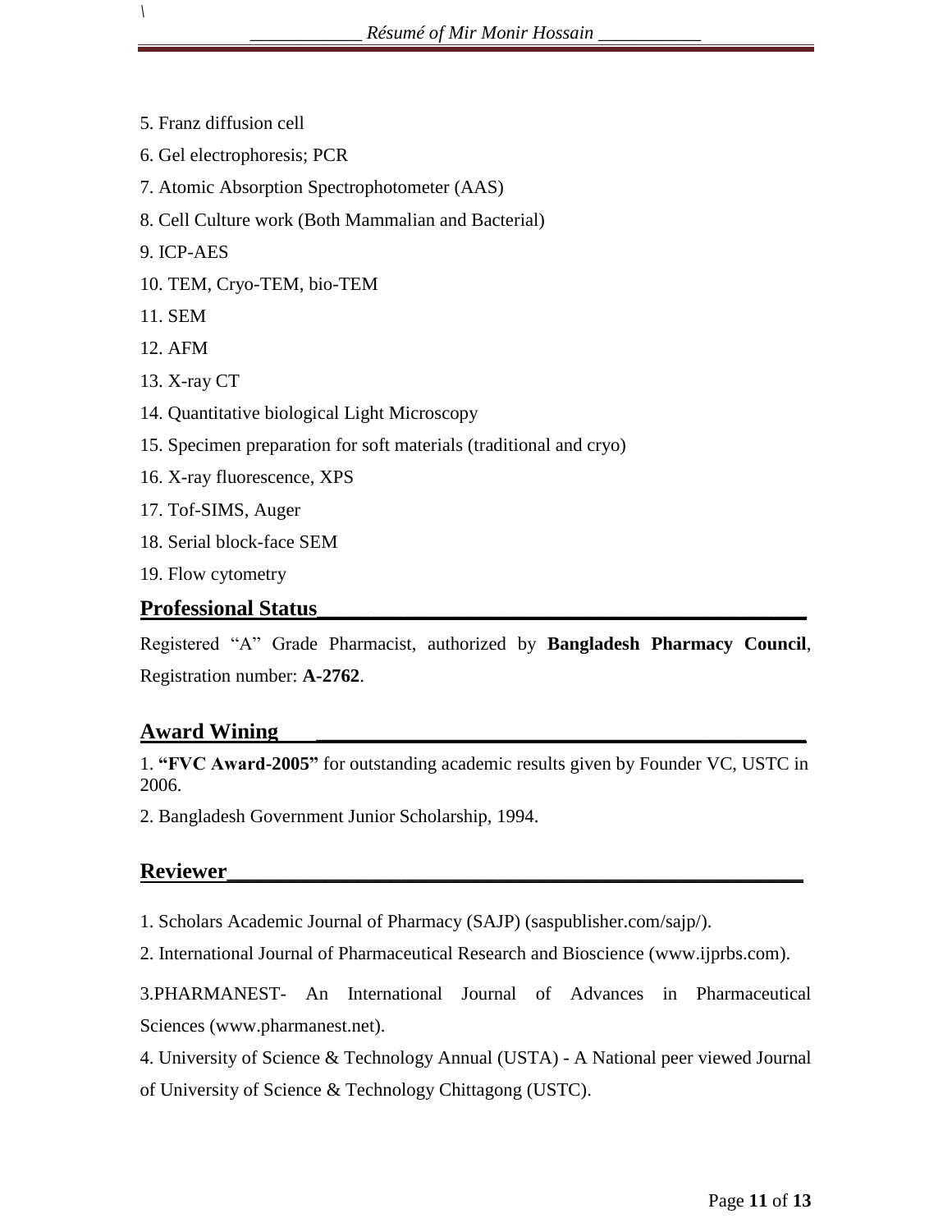5. Franz diffusion cell

6. Gel electrophoresis; PCR

7. Atomic Absorption Spectrophotometer (AAS)

8. Cell Culture work (Both Mammalian and Bacterial)

9. ICP-AES

10. TEM, Cryo-TEM, bio-TEM

11. SEM

12. AFM

13. X-ray CT

14. Quantitative biological Light Microscopy

15. Specimen preparation for soft materials (traditional and cryo)

16. X-ray fluorescence, XPS

17. Tof-SIMS, Auger

18. Serial block-face SEM

19. Flow cytometry

## Professional Status

Registered "A" Grade Pharmacist, authorized by **Bangladesh Pharmacy Council**, Registration number: **A-2762**.

## Award Wining

1. **"FVC Award-2005"** for outstanding academic results given by Founder VC, USTC in 2006.

2. Bangladesh Government Junior Scholarship, 1994.

## Reviewer

1. Scholars Academic Journal of Pharmacy (SAJP) (saspublisher.com/sajp/).

2. International Journal of Pharmaceutical Research and Bioscience (www.ijprbs.com).

3.PHARMANEST- An International Journal of Advances in Pharmaceutical Sciences (www.pharmanest.net).

4. University of Science & Technology Annual (USTA) - A National peer viewed Journal of University of Science & Technology Chittagong (USTC).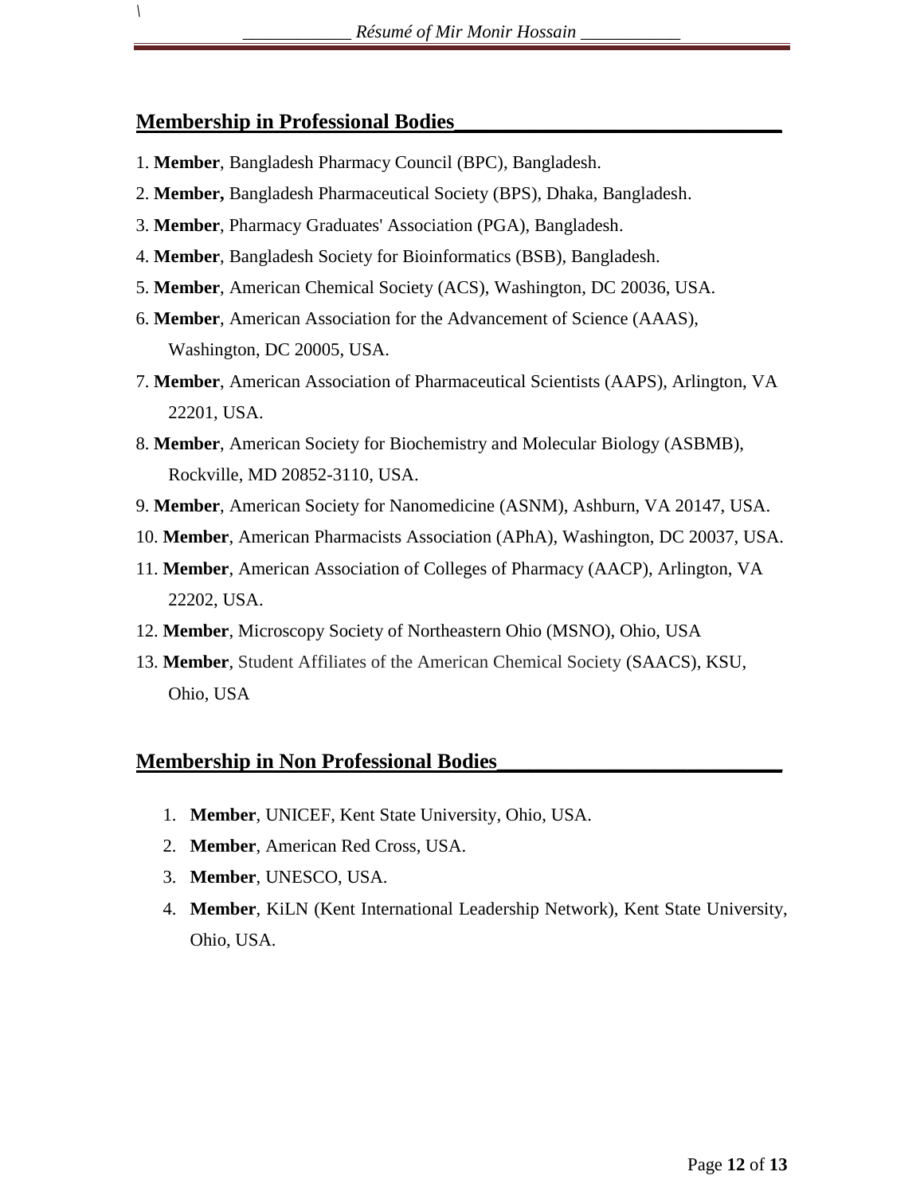## Membership in Professional Bodies

1. **Member**, Bangladesh Pharmacy Council (BPC), Bangladesh.
2. **Member,** Bangladesh Pharmaceutical Society (BPS), Dhaka, Bangladesh.
3. **Member**, Pharmacy Graduates' Association (PGA), Bangladesh.
4. **Member**, Bangladesh Society for Bioinformatics (BSB), Bangladesh.
5. **Member**, American Chemical Society (ACS), Washington, DC 20036, USA.
6. **Member**, American Association for the Advancement of Science (AAAS), Washington, DC 20005, USA.
7. **Member**, American Association of Pharmaceutical Scientists (AAPS), Arlington, VA 22201, USA.
8. **Member**, American Society for Biochemistry and Molecular Biology (ASBMB), Rockville, MD 20852-3110, USA.
9. **Member**, American Society for Nanomedicine (ASNM), Ashburn, VA 20147, USA.
10. **Member**, American Pharmacists Association (APhA), Washington, DC 20037, USA.
11. **Member**, American Association of Colleges of Pharmacy (AACP), Arlington, VA 22202, USA.
12. **Member**, Microscopy Society of Northeastern Ohio (MSNO), Ohio, USA
13. **Member**, Student Affiliates of the American Chemical Society (SAACS), KSU, Ohio, USA

## Membership in Non Professional Bodies

1. **Member**, UNICEF, Kent State University, Ohio, USA.
2. **Member**, American Red Cross, USA.
3. **Member**, UNESCO, USA.
4. **Member**, KiLN (Kent International Leadership Network), Kent State University, Ohio, USA.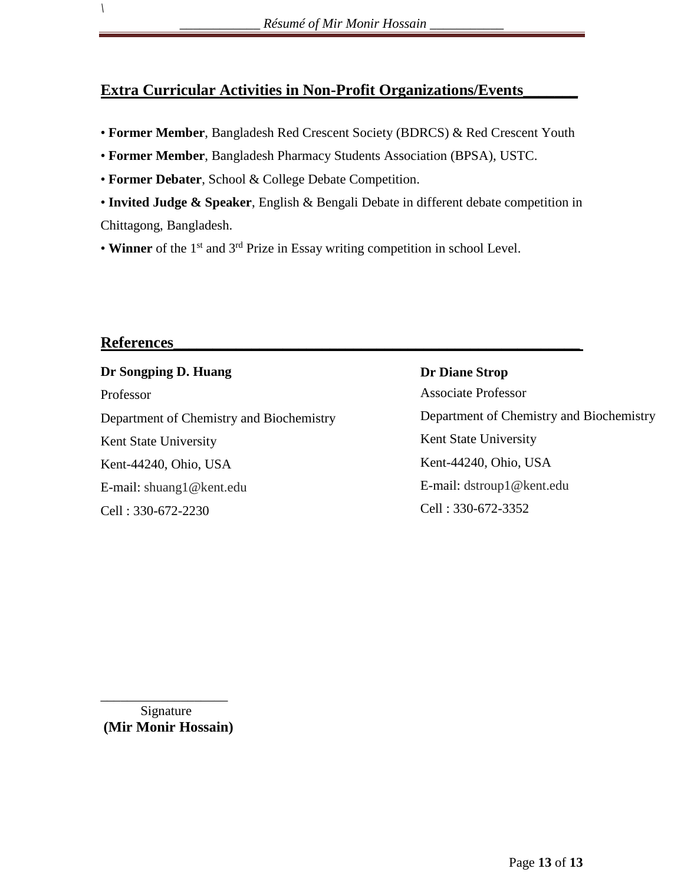## Extra Curricular Activities in Non-Profit Organizations/Events

- **Former Member**, Bangladesh Red Crescent Society (BDRCS) & Red Crescent Youth
- **Former Member**, Bangladesh Pharmacy Students Association (BPSA), USTC.
- **Former Debater**, School & College Debate Competition.
- **Invited Judge & Speaker**, English & Bengali Debate in different debate competition in Chittagong, Bangladesh.
- **Winner** of the 1st and 3rd Prize in Essay writing competition in school Level.

## References

**Dr Songping D. Huang**
Professor
Department of Chemistry and Biochemistry
Kent State University
Kent-44240, Ohio, USA
E-mail: shuang1@kent.edu
Cell : 330-672-2230

**Dr Diane Strop**
Associate Professor
Department of Chemistry and Biochemistry
Kent State University
Kent-44240, Ohio, USA
E-mail: dstroup1@kent.edu
Cell : 330-672-3352

___________________
Signature
**(Mir Monir Hossain)**